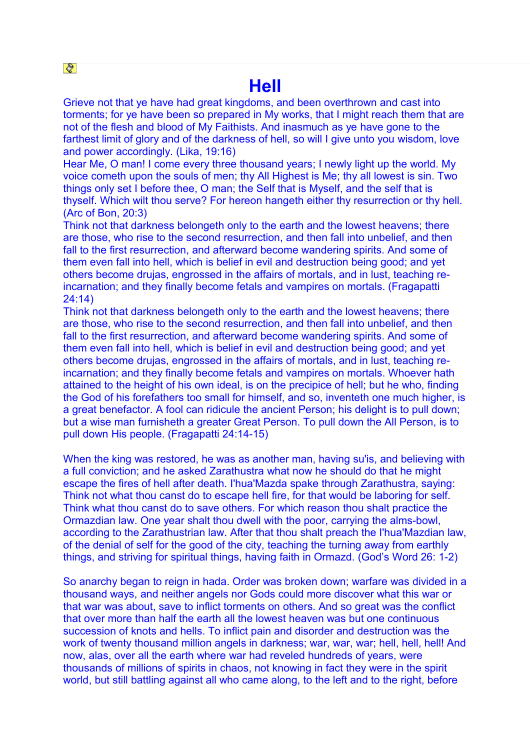# Hell

Grieve not that ye have had great kingdoms, and been overthrown and cast into torments; for ye have been so prepared in My works, that I might reach them that are not of the flesh and blood of My Faithists. And inasmuch as ye have gone to the farthest limit of glory and of the darkness of hell, so will I give unto you wisdom, love and power accordingly. (Lika, 19:16)

Hear Me, O man! I come every three thousand years; I newly light up the world. My voice cometh upon the souls of men; thy All Highest is Me; thy all lowest is sin. Two things only set I before thee, O man; the Self that is Myself, and the self that is thyself. Which wilt thou serve? For hereon hangeth either thy resurrection or thy hell. (Arc of Bon, 20:3)

Think not that darkness belongeth only to the earth and the lowest heavens; there are those, who rise to the second resurrection, and then fall into unbelief, and then fall to the first resurrection, and afterward become wandering spirits. And some of them even fall into hell, which is belief in evil and destruction being good; and yet others become drujas, engrossed in the affairs of mortals, and in lust, teaching re-incarnation; and they finally become fetals and vampires on mortals. (Fragapatti 24:14)

Think not that darkness belongeth only to the earth and the lowest heavens; there are those, who rise to the second resurrection, and then fall into unbelief, and then fall to the first resurrection, and afterward become wandering spirits. And some of them even fall into hell, which is belief in evil and destruction being good; and yet others become drujas, engrossed in the affairs of mortals, and in lust, teaching re-incarnation; and they finally become fetals and vampires on mortals. Whoever hath attained to the height of his own ideal, is on the precipice of hell; but he who, finding the God of his forefathers too small for himself, and so, inventeth one much higher, is a great benefactor. A fool can ridicule the ancient Person; his delight is to pull down; but a wise man furnisheth a greater Great Person. To pull down the All Person, is to pull down His people. (Fragapatti 24:14-15)

When the king was restored, he was as another man, having su'is, and believing with a full conviction; and he asked Zarathustra what now he should do that he might escape the fires of hell after death. I'hua'Mazda spake through Zarathustra, saying: Think not what thou canst do to escape hell fire, for that would be laboring for self. Think what thou canst do to save others. For which reason thou shalt practice the Ormazdian law. One year shalt thou dwell with the poor, carrying the alms-bowl, according to the Zarathustrian law. After that thou shalt preach the I'hua'Mazdian law, of the denial of self for the good of the city, teaching the turning away from earthly things, and striving for spiritual things, having faith in Ormazd. (God's Word 26: 1-2)

So anarchy began to reign in hada. Order was broken down; warfare was divided in a thousand ways, and neither angels nor Gods could more discover what this war or that war was about, save to inflict torments on others. And so great was the conflict that over more than half the earth all the lowest heaven was but one continuous succession of knots and hells. To inflict pain and disorder and destruction was the work of twenty thousand million angels in darkness; war, war, war; hell, hell, hell! And now, alas, over all the earth where war had reveled hundreds of years, were thousands of millions of spirits in chaos, not knowing in fact they were in the spirit world, but still battling against all who came along, to the left and to the right, before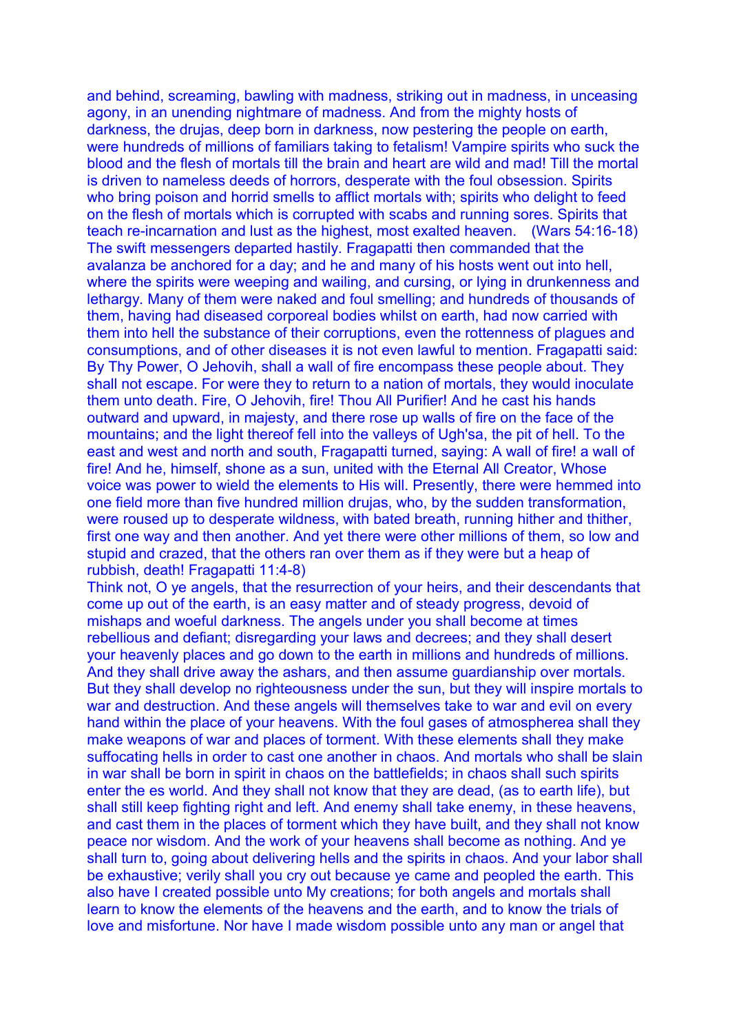and behind, screaming, bawling with madness, striking out in madness, in unceasing agony, in an unending nightmare of madness. And from the mighty hosts of darkness, the drujas, deep born in darkness, now pestering the people on earth, were hundreds of millions of familiars taking to fetalism! Vampire spirits who suck the blood and the flesh of mortals till the brain and heart are wild and mad! Till the mortal is driven to nameless deeds of horrors, desperate with the foul obsession. Spirits who bring poison and horrid smells to afflict mortals with; spirits who delight to feed on the flesh of mortals which is corrupted with scabs and running sores. Spirits that teach re-incarnation and lust as the highest, most exalted heaven. (Wars 54:16-18)

The swift messengers departed hastily. Fragapatti then commanded that the avalanza be anchored for a day; and he and many of his hosts went out into hell, where the spirits were weeping and wailing, and cursing, or lying in drunkenness and lethargy. Many of them were naked and foul smelling; and hundreds of thousands of them, having had diseased corporeal bodies whilst on earth, had now carried with them into hell the substance of their corruptions, even the rottenness of plagues and consumptions, and of other diseases it is not even lawful to mention. Fragapatti said: By Thy Power, O Jehovih, shall a wall of fire encompass these people about. They shall not escape. For were they to return to a nation of mortals, they would inoculate them unto death. Fire, O Jehovih, fire! Thou All Purifier! And he cast his hands outward and upward, in majesty, and there rose up walls of fire on the face of the mountains; and the light thereof fell into the valleys of Ugh'sa, the pit of hell. To the east and west and north and south, Fragapatti turned, saying: A wall of fire! a wall of fire! And he, himself, shone as a sun, united with the Eternal All Creator, Whose voice was power to wield the elements to His will. Presently, there were hemmed into one field more than five hundred million drujas, who, by the sudden transformation, were roused up to desperate wildness, with bated breath, running hither and thither, first one way and then another. And yet there were other millions of them, so low and stupid and crazed, that the others ran over them as if they were but a heap of rubbish, death! Fragapatti 11:4-8)

Think not, O ye angels, that the resurrection of your heirs, and their descendants that come up out of the earth, is an easy matter and of steady progress, devoid of mishaps and woeful darkness. The angels under you shall become at times rebellious and defiant; disregarding your laws and decrees; and they shall desert your heavenly places and go down to the earth in millions and hundreds of millions. And they shall drive away the ashars, and then assume guardianship over mortals. But they shall develop no righteousness under the sun, but they will inspire mortals to war and destruction. And these angels will themselves take to war and evil on every hand within the place of your heavens. With the foul gases of atmospherea shall they make weapons of war and places of torment. With these elements shall they make suffocating hells in order to cast one another in chaos. And mortals who shall be slain in war shall be born in spirit in chaos on the battlefields; in chaos shall such spirits enter the es world. And they shall not know that they are dead, (as to earth life), but shall still keep fighting right and left. And enemy shall take enemy, in these heavens, and cast them in the places of torment which they have built, and they shall not know peace nor wisdom. And the work of your heavens shall become as nothing. And ye shall turn to, going about delivering hells and the spirits in chaos. And your labor shall be exhaustive; verily shall you cry out because ye came and peopled the earth. This also have I created possible unto My creations; for both angels and mortals shall learn to know the elements of the heavens and the earth, and to know the trials of love and misfortune. Nor have I made wisdom possible unto any man or angel that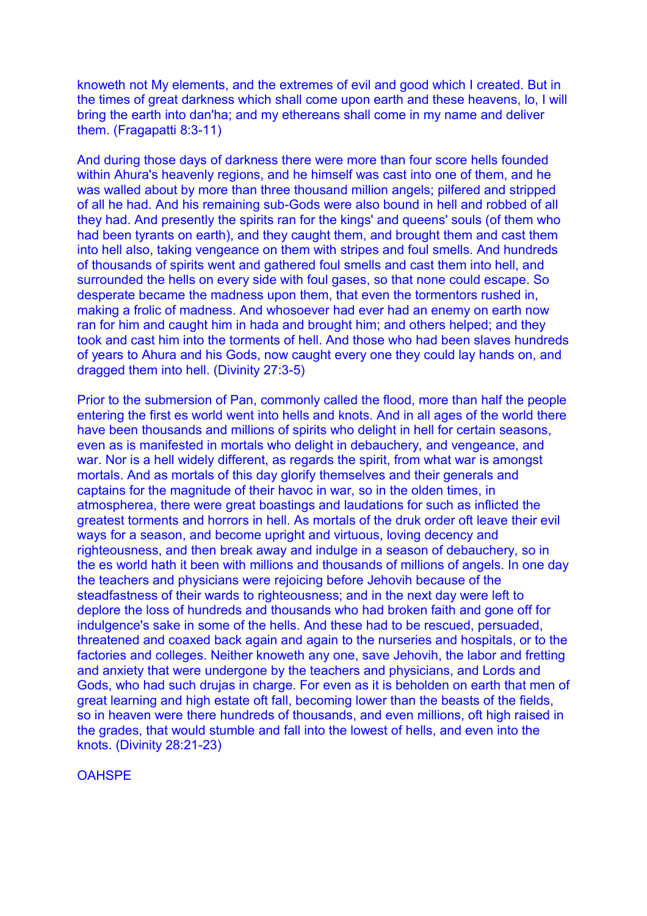knoweth not My elements, and the extremes of evil and good which I created. But in the times of great darkness which shall come upon earth and these heavens, lo, I will bring the earth into dan'ha; and my ethereans shall come in my name and deliver them. (Fragapatti 8:3-11)

And during those days of darkness there were more than four score hells founded within Ahura's heavenly regions, and he himself was cast into one of them, and he was walled about by more than three thousand million angels; pilfered and stripped of all he had. And his remaining sub-Gods were also bound in hell and robbed of all they had. And presently the spirits ran for the kings' and queens' souls (of them who had been tyrants on earth), and they caught them, and brought them and cast them into hell also, taking vengeance on them with stripes and foul smells. And hundreds of thousands of spirits went and gathered foul smells and cast them into hell, and surrounded the hells on every side with foul gases, so that none could escape. So desperate became the madness upon them, that even the tormentors rushed in, making a frolic of madness. And whosoever had ever had an enemy on earth now ran for him and caught him in hada and brought him; and others helped; and they took and cast him into the torments of hell. And those who had been slaves hundreds of years to Ahura and his Gods, now caught every one they could lay hands on, and dragged them into hell. (Divinity 27:3-5)

Prior to the submersion of Pan, commonly called the flood, more than half the people entering the first es world went into hells and knots. And in all ages of the world there have been thousands and millions of spirits who delight in hell for certain seasons, even as is manifested in mortals who delight in debauchery, and vengeance, and war. Nor is a hell widely different, as regards the spirit, from what war is amongst mortals. And as mortals of this day glorify themselves and their generals and captains for the magnitude of their havoc in war, so in the olden times, in atmospherea, there were great boastings and laudations for such as inflicted the greatest torments and horrors in hell. As mortals of the druk order oft leave their evil ways for a season, and become upright and virtuous, loving decency and righteousness, and then break away and indulge in a season of debauchery, so in the es world hath it been with millions and thousands of millions of angels. In one day the teachers and physicians were rejoicing before Jehovih because of the steadfastness of their wards to righteousness; and in the next day were left to deplore the loss of hundreds and thousands who had broken faith and gone off for indulgence's sake in some of the hells. And these had to be rescued, persuaded, threatened and coaxed back again and again to the nurseries and hospitals, or to the factories and colleges. Neither knoweth any one, save Jehovih, the labor and fretting and anxiety that were undergone by the teachers and physicians, and Lords and Gods, who had such drujas in charge. For even as it is beholden on earth that men of great learning and high estate oft fall, becoming lower than the beasts of the fields, so in heaven were there hundreds of thousands, and even millions, oft high raised in the grades, that would stumble and fall into the lowest of hells, and even into the knots. (Divinity 28:21-23)

OAHSPE